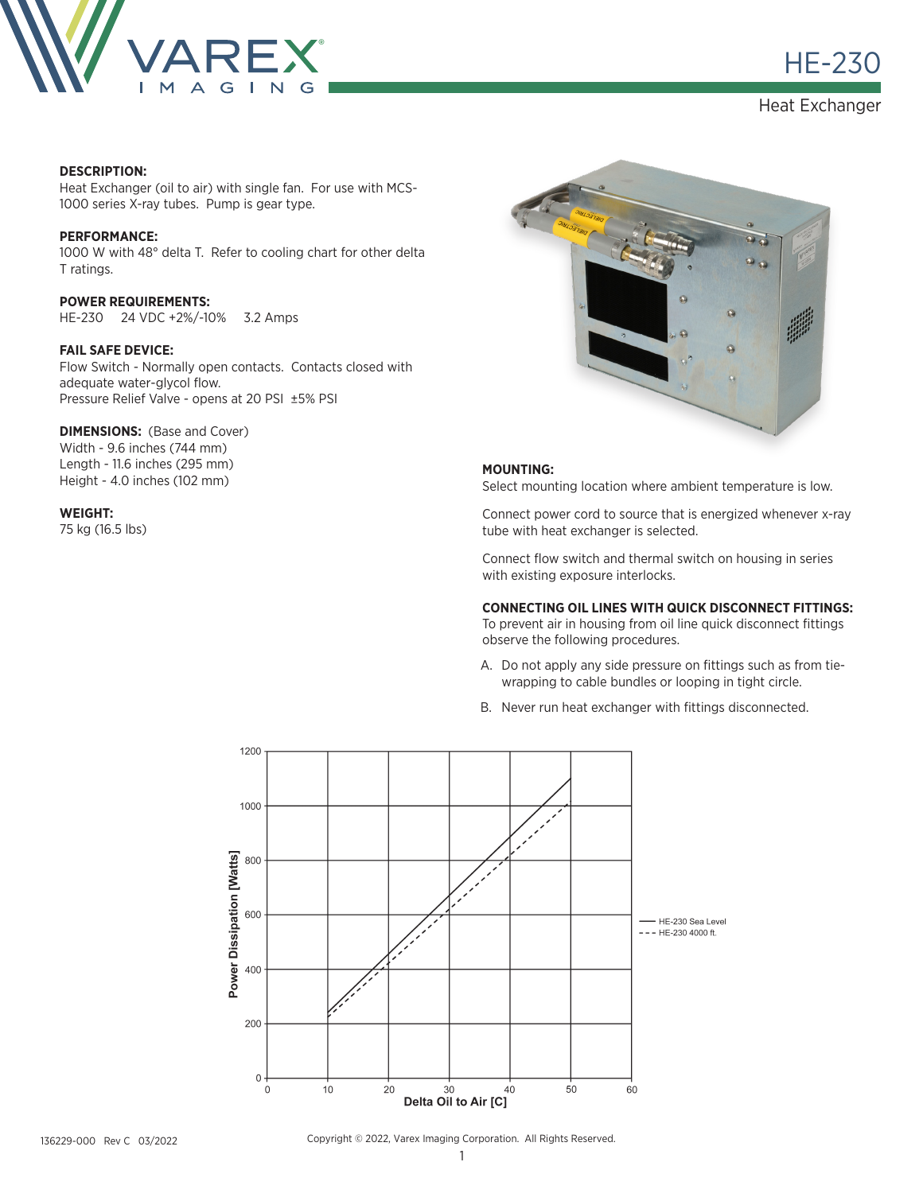# HE-230

Heat Exchanger

**DESCRIPTION:**
Heat Exchanger (oil to air) with single fan. For use with MCS-1000 series X-ray tubes. Pump is gear type.

**PERFORMANCE:**
1000 W with 48° delta T. Refer to cooling chart for other delta T ratings.

**POWER REQUIREMENTS:**
HE-230 24 VDC +2%/-10% 3.2 Amps

**FAIL SAFE DEVICE:**
Flow Switch - Normally open contacts. Contacts closed with adequate water-glycol flow.
Pressure Relief Valve - opens at 20 PSI ±5% PSI

**DIMENSIONS:** (Base and Cover)
Width - 9.6 inches (744 mm)
Length - 11.6 inches (295 mm)
Height - 4.0 inches (102 mm)

**WEIGHT:**
75 kg (16.5 lbs)

**MOUNTING:**
Select mounting location where ambient temperature is low.

Connect power cord to source that is energized whenever x-ray tube with heat exchanger is selected.

Connect flow switch and thermal switch on housing in series with existing exposure interlocks.

**CONNECTING OIL LINES WITH QUICK DISCONNECT FITTINGS:**
To prevent air in housing from oil line quick disconnect fittings observe the following procedures.

A. Do not apply any side pressure on fittings such as from tie-wrapping to cable bundles or looping in tight circle.

B. Never run heat exchanger with fittings disconnected.

Power Dissipation [Watts] vs. Delta Oil to Air [C] — HE-230 Sea Level; HE-230 4000 ft.

136229-000 Rev C 03/2022

Copyright © 2022, Varex Imaging Corporation. All Rights Reserved.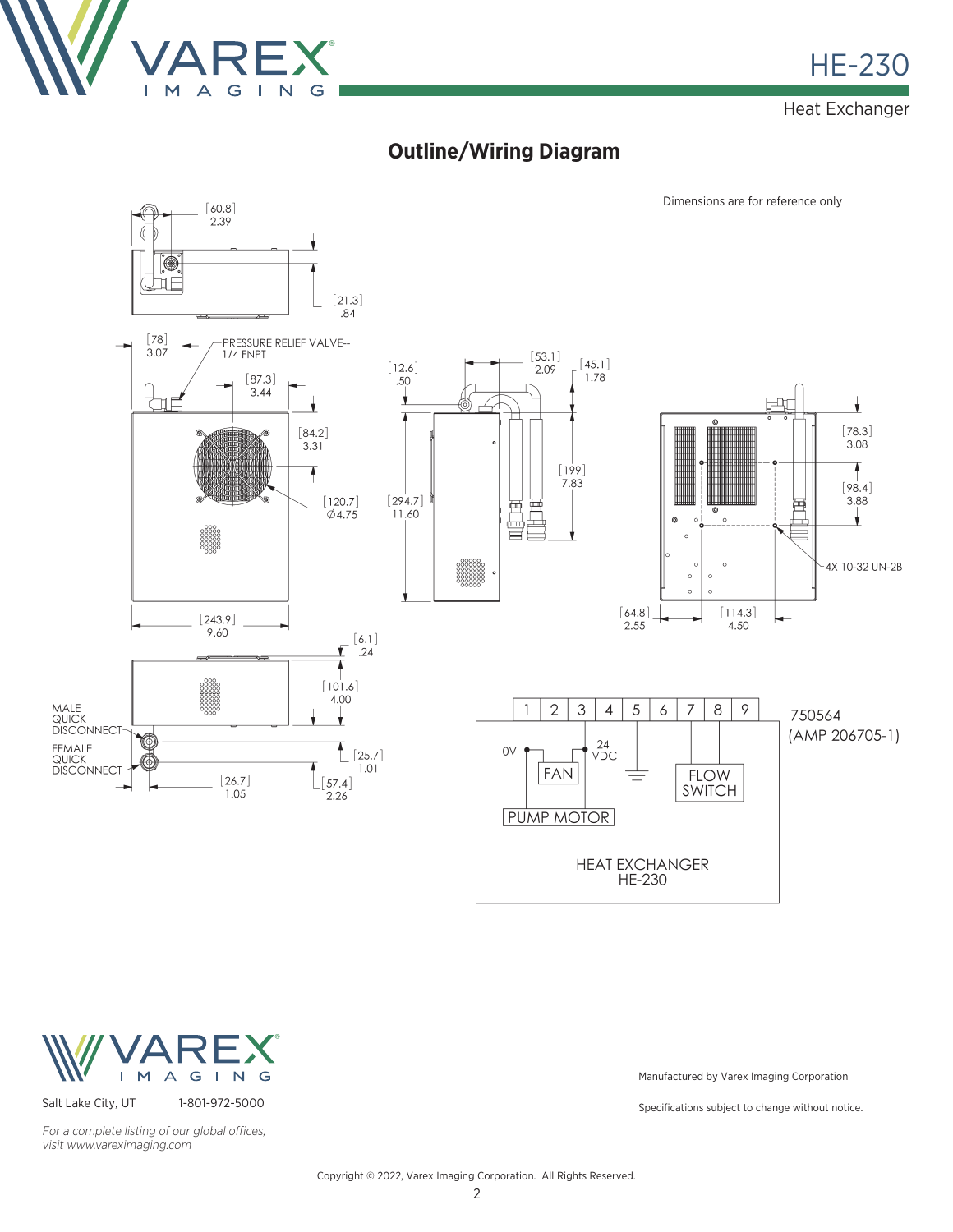# HE-230

Heat Exchanger

## Outline/Wiring Diagram

Dimensions are for reference only

[60.8]
2.39

[21.3]
.84

[78]
3.07

PRESSURE RELIEF VALVE--
1/4 FNPT

[87.3]
3.44

[84.2]
3.31

[120.7]
∅4.75

[243.9]
9.60

[12.6]
.50

[53.1]
2.09

[45.1]
1.78

[199]
7.83

[294.7]
11.60

[78.3]
3.08

[98.4]
3.88

4X 10-32 UN-2B

[64.8]
2.55

[114.3]
4.50

[6.1]
.24

[101.6]
4.00

MALE QUICK DISCONNECT

FEMALE QUICK DISCONNECT

[25.7]
1.01

[26.7]
1.05

[57.4]
2.26

1 2 3 4 5 6 7 8 9

750564
(AMP 206705-1)

0V

24 VDC

FAN

PUMP MOTOR

FLOW SWITCH

HEAT EXCHANGER
HE-230

Salt Lake City, UT 1-801-972-5000

*For a complete listing of our global offices, visit www.vareximaging.com*

Manufactured by Varex Imaging Corporation

Specifications subject to change without notice.

Copyright © 2022, Varex Imaging Corporation. All Rights Reserved.